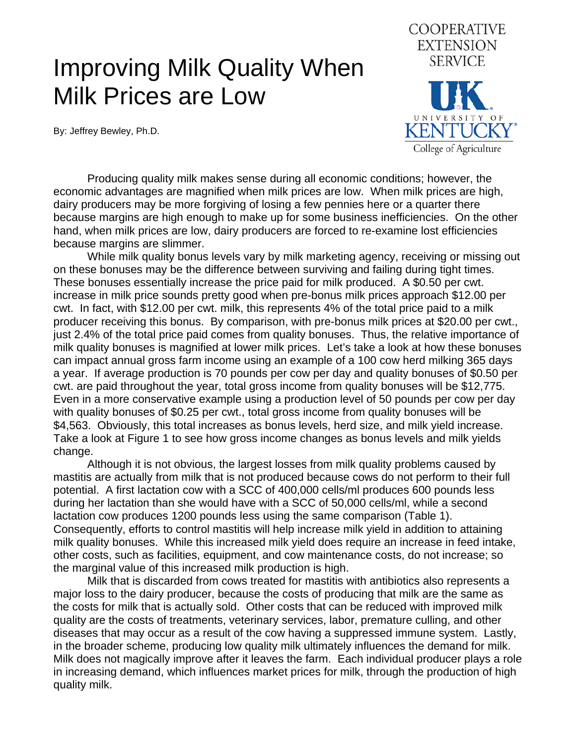# Improving Milk Quality When Milk Prices are Low

COOPERATIVE EXTENSION SERVICE

UNIVERSITY OF KENTUCKY

College of Agriculture

By: Jeffrey Bewley, Ph.D.

Producing quality milk makes sense during all economic conditions; however, the economic advantages are magnified when milk prices are low. When milk prices are high, dairy producers may be more forgiving of losing a few pennies here or a quarter there because margins are high enough to make up for some business inefficiencies. On the other hand, when milk prices are low, dairy producers are forced to re-examine lost efficiencies because margins are slimmer.

While milk quality bonus levels vary by milk marketing agency, receiving or missing out on these bonuses may be the difference between surviving and failing during tight times. These bonuses essentially increase the price paid for milk produced. A $0.50 per cwt. increase in milk price sounds pretty good when pre-bonus milk prices approach $12.00 per cwt. In fact, with $12.00 per cwt. milk, this represents 4% of the total price paid to a milk producer receiving this bonus. By comparison, with pre-bonus milk prices at $20.00 per cwt., just 2.4% of the total price paid comes from quality bonuses. Thus, the relative importance of milk quality bonuses is magnified at lower milk prices. Let's take a look at how these bonuses can impact annual gross farm income using an example of a 100 cow herd milking 365 days a year. If average production is 70 pounds per cow per day and quality bonuses of $0.50 per cwt. are paid throughout the year, total gross income from quality bonuses will be $12,775. Even in a more conservative example using a production level of 50 pounds per cow per day with quality bonuses of $0.25 per cwt., total gross income from quality bonuses will be $4,563. Obviously, this total increases as bonus levels, herd size, and milk yield increase. Take a look at Figure 1 to see how gross income changes as bonus levels and milk yields change.

Although it is not obvious, the largest losses from milk quality problems caused by mastitis are actually from milk that is not produced because cows do not perform to their full potential. A first lactation cow with a SCC of 400,000 cells/ml produces 600 pounds less during her lactation than she would have with a SCC of 50,000 cells/ml, while a second lactation cow produces 1200 pounds less using the same comparison (Table 1). Consequently, efforts to control mastitis will help increase milk yield in addition to attaining milk quality bonuses. While this increased milk yield does require an increase in feed intake, other costs, such as facilities, equipment, and cow maintenance costs, do not increase; so the marginal value of this increased milk production is high.

Milk that is discarded from cows treated for mastitis with antibiotics also represents a major loss to the dairy producer, because the costs of producing that milk are the same as the costs for milk that is actually sold. Other costs that can be reduced with improved milk quality are the costs of treatments, veterinary services, labor, premature culling, and other diseases that may occur as a result of the cow having a suppressed immune system. Lastly, in the broader scheme, producing low quality milk ultimately influences the demand for milk. Milk does not magically improve after it leaves the farm. Each individual producer plays a role in increasing demand, which influences market prices for milk, through the production of high quality milk.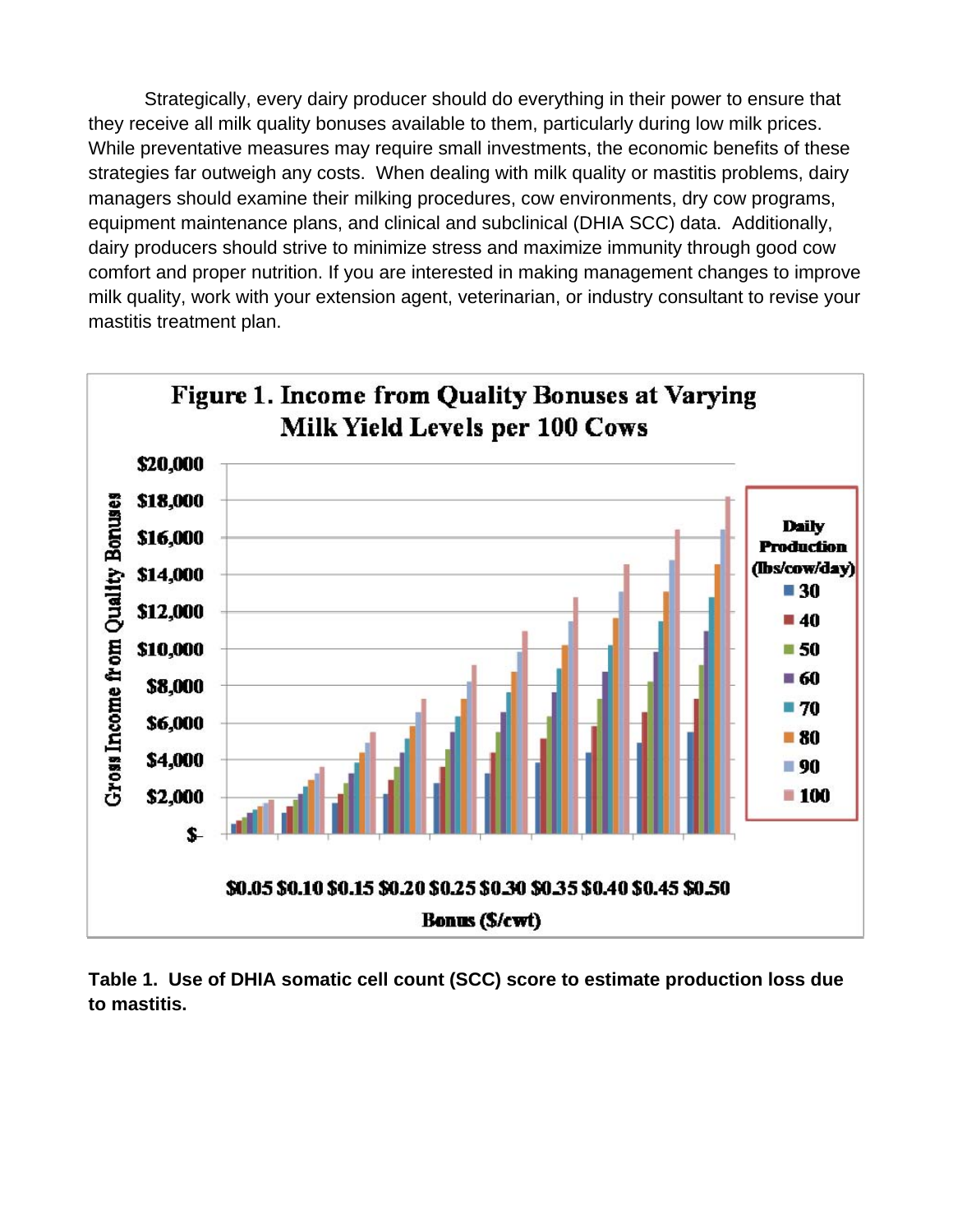Strategically, every dairy producer should do everything in their power to ensure that they receive all milk quality bonuses available to them, particularly during low milk prices. While preventative measures may require small investments, the economic benefits of these strategies far outweigh any costs. When dealing with milk quality or mastitis problems, dairy managers should examine their milking procedures, cow environments, dry cow programs, equipment maintenance plans, and clinical and subclinical (DHIA SCC) data. Additionally, dairy producers should strive to minimize stress and maximize immunity through good cow comfort and proper nutrition. If you are interested in making management changes to improve milk quality, work with your extension agent, veterinarian, or industry consultant to revise your mastitis treatment plan.

**Figure 1. Income from Quality Bonuses at Varying Milk Yield Levels per 100 Cows**

**Table 1. Use of DHIA somatic cell count (SCC) score to estimate production loss due to mastitis.**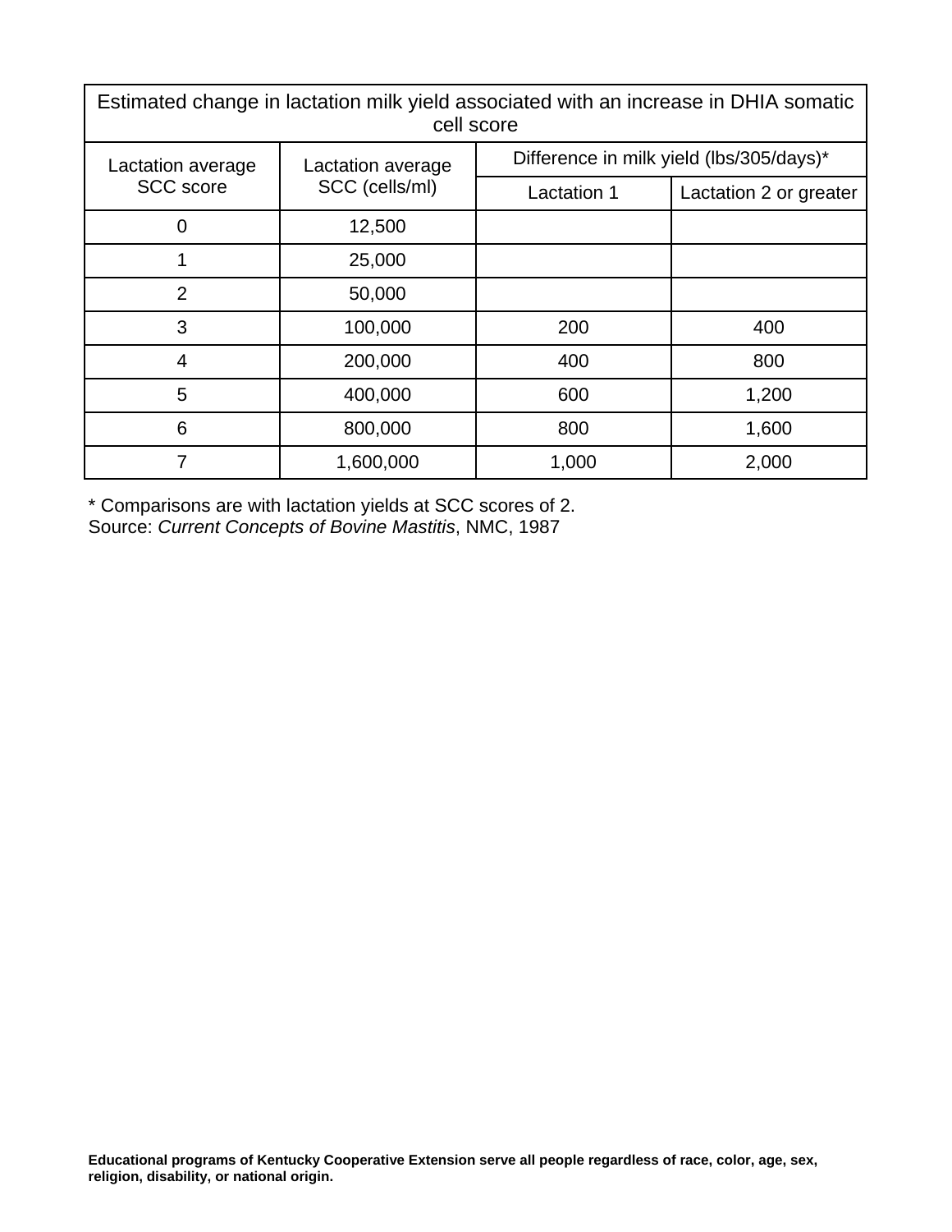| Estimated change in lactation milk yield associated with an increase in DHIA somatic cell score | | | |
|---|---|---|---|
| Lactation average SCC score | Lactation average SCC (cells/ml) | Difference in milk yield (lbs/305/days)* | |
| | | Lactation 1 | Lactation 2 or greater |
| 0 | 12,500 | | |
| 1 | 25,000 | | |
| 2 | 50,000 | | |
| 3 | 100,000 | 200 | 400 |
| 4 | 200,000 | 400 | 800 |
| 5 | 400,000 | 600 | 1,200 |
| 6 | 800,000 | 800 | 1,600 |
| 7 | 1,600,000 | 1,000 | 2,000 |

* Comparisons are with lactation yields at SCC scores of 2.
Source: *Current Concepts of Bovine Mastitis*, NMC, 1987

**Educational programs of Kentucky Cooperative Extension serve all people regardless of race, color, age, sex, religion, disability, or national origin.**